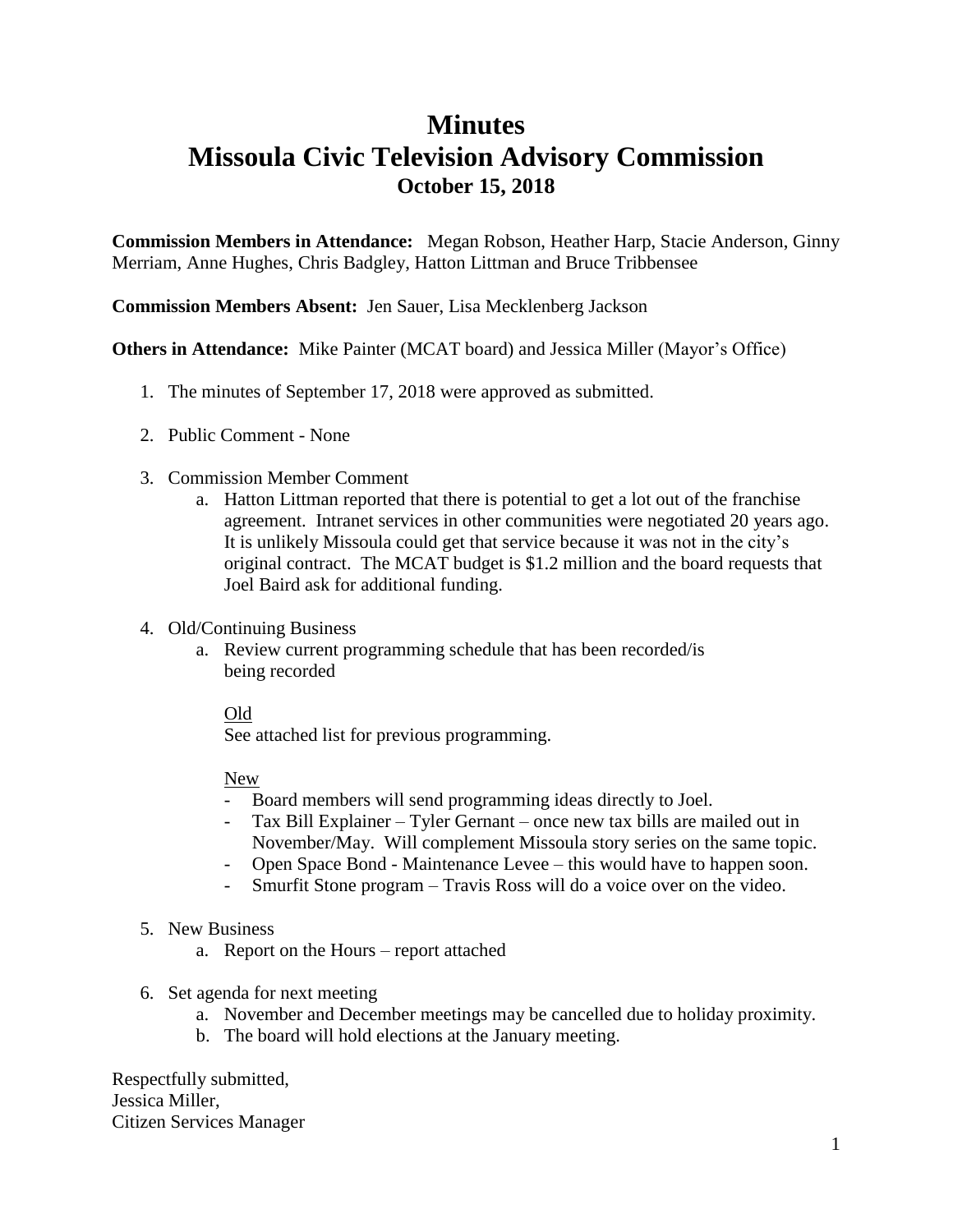# Minutes
# Missoula Civic Television Advisory Commission
## October 15, 2018

**Commission Members in Attendance:** Megan Robson, Heather Harp, Stacie Anderson, Ginny Merriam, Anne Hughes, Chris Badgley, Hatton Littman and Bruce Tribbensee

**Commission Members Absent:** Jen Sauer, Lisa Mecklenberg Jackson

**Others in Attendance:** Mike Painter (MCAT board) and Jessica Miller (Mayor's Office)

1. The minutes of September 17, 2018 were approved as submitted.

2. Public Comment - None

3. Commission Member Comment
   a. Hatton Littman reported that there is potential to get a lot out of the franchise agreement. Intranet services in other communities were negotiated 20 years ago. It is unlikely Missoula could get that service because it was not in the city's original contract. The MCAT budget is $1.2 million and the board requests that Joel Baird ask for additional funding.

4. Old/Continuing Business
   a. Review current programming schedule that has been recorded/is being recorded

      Old
      See attached list for previous programming.

      New
      - Board members will send programming ideas directly to Joel.
      - Tax Bill Explainer – Tyler Gernant – once new tax bills are mailed out in November/May. Will complement Missoula story series on the same topic.
      - Open Space Bond - Maintenance Levee – this would have to happen soon.
      - Smurfit Stone program – Travis Ross will do a voice over on the video.

5. New Business
   a. Report on the Hours – report attached

6. Set agenda for next meeting
   a. November and December meetings may be cancelled due to holiday proximity.
   b. The board will hold elections at the January meeting.

Respectfully submitted,
Jessica Miller,
Citizen Services Manager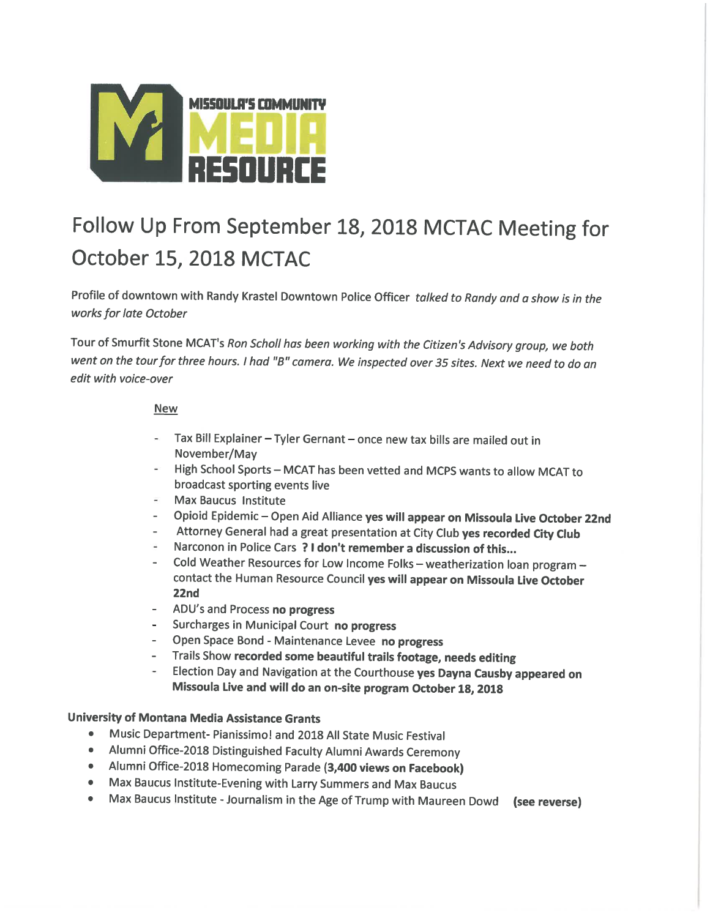MISSOULA'S COMMUNITY **MEDIA RESOURCE**

# Follow Up From September 18, 2018 MCTAC Meeting for October 15, 2018 MCTAC

Profile of downtown with Randy Krastel Downtown Police Officer *talked to Randy and a show is in the works for late October*

Tour of Smurfit Stone MCAT's *Ron Scholl has been working with the Citizen's Advisory group, we both went on the tour for three hours. I had "B" camera. We inspected over 35 sites. Next we need to do an edit with voice-over*

<u>New</u>

- Tax Bill Explainer – Tyler Gernant – once new tax bills are mailed out in November/May
- High School Sports – MCAT has been vetted and MCPS wants to allow MCAT to broadcast sporting events live
- Max Baucus Institute
- Opioid Epidemic – Open Aid Alliance **yes will appear on Missoula Live October 22nd**
- Attorney General had a great presentation at City Club **yes recorded City Club**
- Narconon in Police Cars **? I don't remember a discussion of this...**
- Cold Weather Resources for Low Income Folks – weatherization loan program – contact the Human Resource Council **yes will appear on Missoula Live October 22nd**
- ADU's and Process **no progress**
- Surcharges in Municipal Court **no progress**
- Open Space Bond - Maintenance Levee **no progress**
- Trails Show **recorded some beautiful trails footage, needs editing**
- Election Day and Navigation at the Courthouse **yes Dayna Causby appeared on Missoula Live and will do an on-site program October 18, 2018**

**University of Montana Media Assistance Grants**

- Music Department- Pianissimo! and 2018 All State Music Festival
- Alumni Office-2018 Distinguished Faculty Alumni Awards Ceremony
- Alumni Office-2018 Homecoming Parade **(3,400 views on Facebook)**
- Max Baucus Institute-Evening with Larry Summers and Max Baucus
- Max Baucus Institute - Journalism in the Age of Trump with Maureen Dowd **(see reverse)**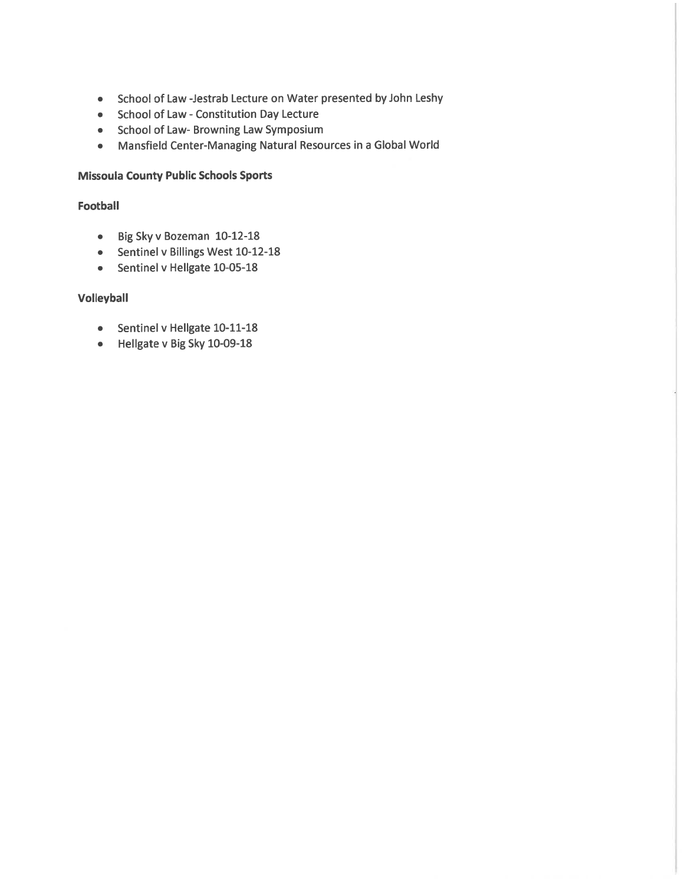- School of Law -Jestrab Lecture on Water presented by John Leshy
- School of Law - Constitution Day Lecture
- School of Law- Browning Law Symposium
- Mansfield Center-Managing Natural Resources in a Global World

**Missoula County Public Schools Sports**

**Football**

- Big Sky v Bozeman 10-12-18
- Sentinel v Billings West 10-12-18
- Sentinel v Hellgate 10-05-18

**Volleyball**

- Sentinel v Hellgate 10-11-18
- Hellgate v Big Sky 10-09-18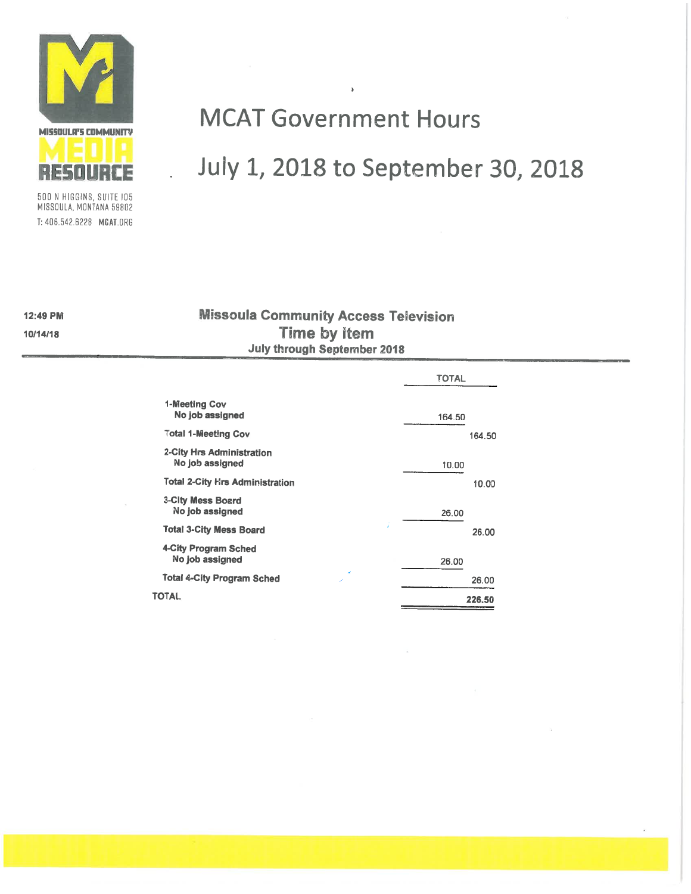MISSOULA'S COMMUNITY MEDIA RESOURCE

500 N HIGGINS, SUITE 105
MISSOULA, MONTANA 59802
T: 406.542.6228 MCAT.ORG

# MCAT Government Hours

# July 1, 2018 to September 30, 2018

12:49 PM
10/14/18

## Missoula Community Access Television
## Time by Item
### July through September 2018

| | | TOTAL |
|---|---|---|
| **1-Meeting Cov** | | |
| **No job assigned** | 164.50 | |
| **Total 1-Meeting Cov** | | 164.50 |
| **2-City Hrs Administration** | | |
| **No job assigned** | 10.00 | |
| **Total 2-City Hrs Administration** | | 10.00 |
| **3-City Mess Board** | | |
| **No job assigned** | 26.00 | |
| **Total 3-City Mess Board** | | 26.00 |
| **4-City Program Sched** | | |
| **No job assigned** | 26.00 | |
| **Total 4-City Program Sched** | | 26.00 |
| **TOTAL** | | **226.50** |